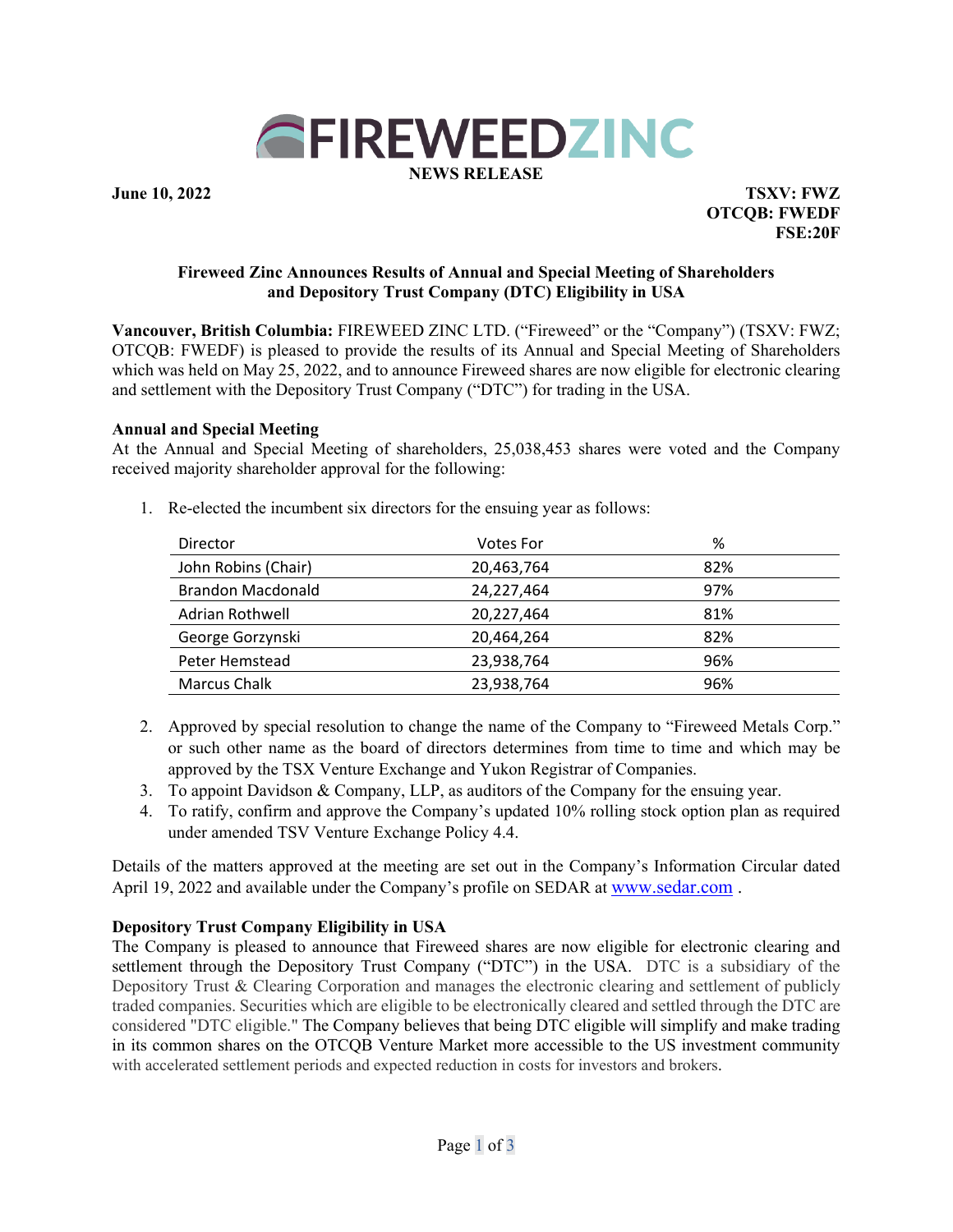**FIREWEEDZINC**

**NEWS RELEASE**

**June 10, 2022**

**TSXV: FWZ**
**OTCQB: FWEDF**
**FSE:20F**

## Fireweed Zinc Announces Results of Annual and Special Meeting of Shareholders and Depository Trust Company (DTC) Eligibility in USA

**Vancouver, British Columbia:** FIREWEED ZINC LTD. ("Fireweed" or the "Company") (TSXV: FWZ; OTCQB: FWEDF) is pleased to provide the results of its Annual and Special Meeting of Shareholders which was held on May 25, 2022, and to announce Fireweed shares are now eligible for electronic clearing and settlement with the Depository Trust Company ("DTC") for trading in the USA.

**Annual and Special Meeting**

At the Annual and Special Meeting of shareholders, 25,038,453 shares were voted and the Company received majority shareholder approval for the following:

1. Re-elected the incumbent six directors for the ensuing year as follows:

| Director | Votes For | % |
|---|---|---|
| John Robins (Chair) | 20,463,764 | 82% |
| Brandon Macdonald | 24,227,464 | 97% |
| Adrian Rothwell | 20,227,464 | 81% |
| George Gorzynski | 20,464,264 | 82% |
| Peter Hemstead | 23,938,764 | 96% |
| Marcus Chalk | 23,938,764 | 96% |

2. Approved by special resolution to change the name of the Company to "Fireweed Metals Corp." or such other name as the board of directors determines from time to time and which may be approved by the TSX Venture Exchange and Yukon Registrar of Companies.
3. To appoint Davidson & Company, LLP, as auditors of the Company for the ensuing year.
4. To ratify, confirm and approve the Company's updated 10% rolling stock option plan as required under amended TSV Venture Exchange Policy 4.4.

Details of the matters approved at the meeting are set out in the Company's Information Circular dated April 19, 2022 and available under the Company's profile on SEDAR at www.sedar.com .

**Depository Trust Company Eligibility in USA**

The Company is pleased to announce that Fireweed shares are now eligible for electronic clearing and settlement through the Depository Trust Company ("DTC") in the USA. DTC is a subsidiary of the Depository Trust & Clearing Corporation and manages the electronic clearing and settlement of publicly traded companies. Securities which are eligible to be electronically cleared and settled through the DTC are considered "DTC eligible." The Company believes that being DTC eligible will simplify and make trading in its common shares on the OTCQB Venture Market more accessible to the US investment community with accelerated settlement periods and expected reduction in costs for investors and brokers.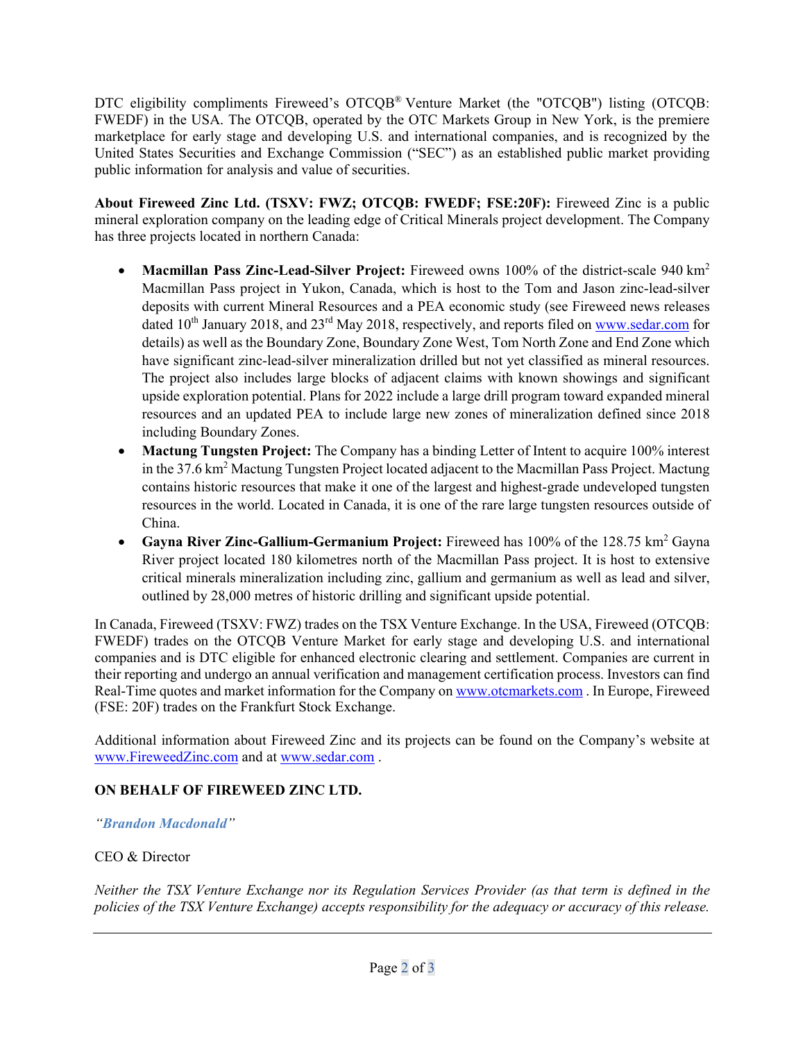DTC eligibility compliments Fireweed's OTCQB® Venture Market (the "OTCQB") listing (OTCQB: FWEDF) in the USA. The OTCQB, operated by the OTC Markets Group in New York, is the premiere marketplace for early stage and developing U.S. and international companies, and is recognized by the United States Securities and Exchange Commission ("SEC") as an established public market providing public information for analysis and value of securities.

**About Fireweed Zinc Ltd. (TSXV: FWZ; OTCQB: FWEDF; FSE:20F):** Fireweed Zinc is a public mineral exploration company on the leading edge of Critical Minerals project development. The Company has three projects located in northern Canada:

- **Macmillan Pass Zinc-Lead-Silver Project:** Fireweed owns 100% of the district-scale 940 km$^2$ Macmillan Pass project in Yukon, Canada, which is host to the Tom and Jason zinc-lead-silver deposits with current Mineral Resources and a PEA economic study (see Fireweed news releases dated 10th January 2018, and 23rd May 2018, respectively, and reports filed on www.sedar.com for details) as well as the Boundary Zone, Boundary Zone West, Tom North Zone and End Zone which have significant zinc-lead-silver mineralization drilled but not yet classified as mineral resources. The project also includes large blocks of adjacent claims with known showings and significant upside exploration potential. Plans for 2022 include a large drill program toward expanded mineral resources and an updated PEA to include large new zones of mineralization defined since 2018 including Boundary Zones.
- **Mactung Tungsten Project:** The Company has a binding Letter of Intent to acquire 100% interest in the 37.6 km$^2$ Mactung Tungsten Project located adjacent to the Macmillan Pass Project. Mactung contains historic resources that make it one of the largest and highest-grade undeveloped tungsten resources in the world. Located in Canada, it is one of the rare large tungsten resources outside of China.
- **Gayna River Zinc-Gallium-Germanium Project:** Fireweed has 100% of the 128.75 km$^2$ Gayna River project located 180 kilometres north of the Macmillan Pass project. It is host to extensive critical minerals mineralization including zinc, gallium and germanium as well as lead and silver, outlined by 28,000 metres of historic drilling and significant upside potential.

In Canada, Fireweed (TSXV: FWZ) trades on the TSX Venture Exchange. In the USA, Fireweed (OTCQB: FWEDF) trades on the OTCQB Venture Market for early stage and developing U.S. and international companies and is DTC eligible for enhanced electronic clearing and settlement. Companies are current in their reporting and undergo an annual verification and management certification process. Investors can find Real-Time quotes and market information for the Company on www.otcmarkets.com . In Europe, Fireweed (FSE: 20F) trades on the Frankfurt Stock Exchange.

Additional information about Fireweed Zinc and its projects can be found on the Company's website at www.FireweedZinc.com and at www.sedar.com .

**ON BEHALF OF FIREWEED ZINC LTD.**

*"Brandon Macdonald"*

CEO & Director

*Neither the TSX Venture Exchange nor its Regulation Services Provider (as that term is defined in the policies of the TSX Venture Exchange) accepts responsibility for the adequacy or accuracy of this release.*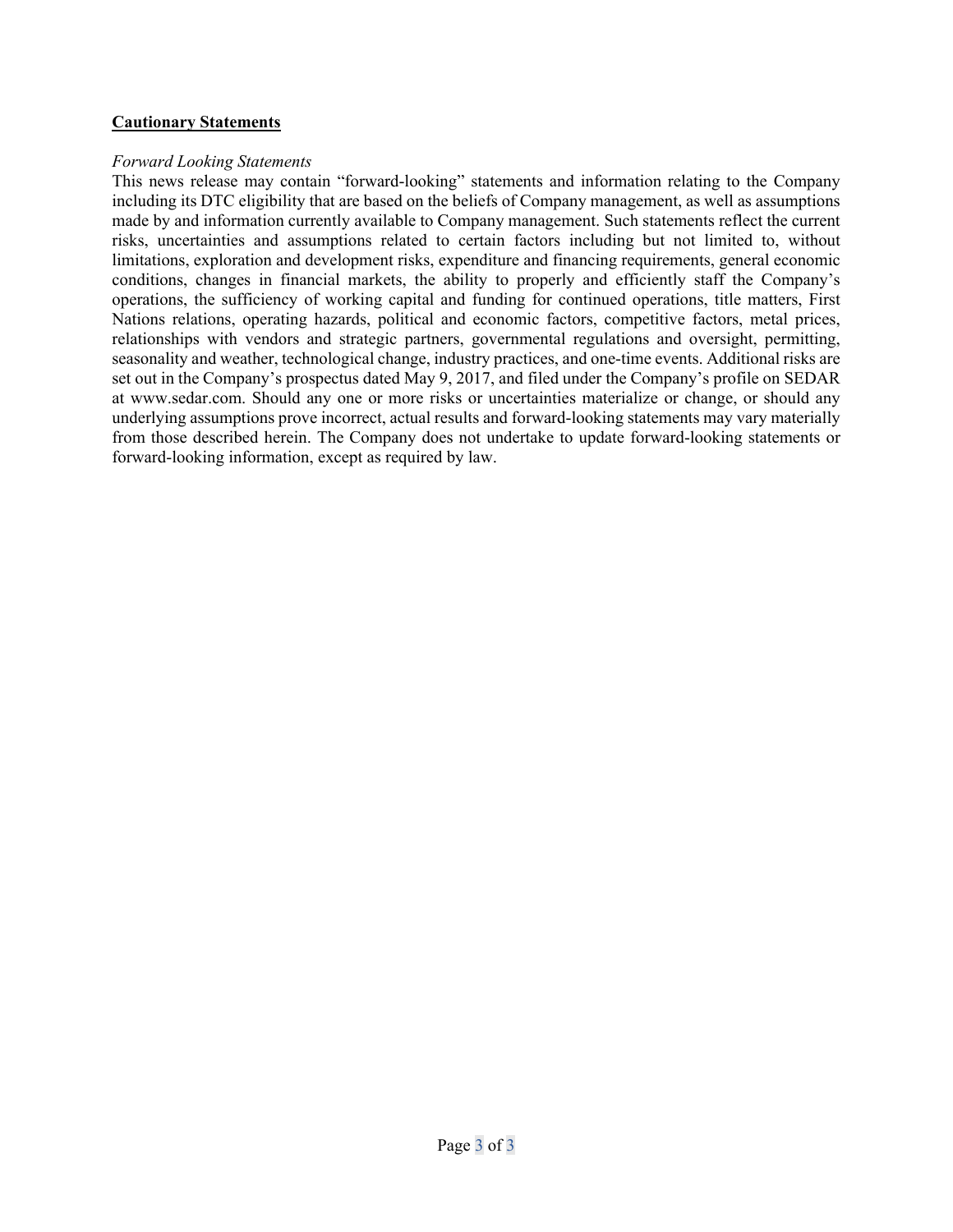## Cautionary Statements

*Forward Looking Statements*

This news release may contain "forward-looking" statements and information relating to the Company including its DTC eligibility that are based on the beliefs of Company management, as well as assumptions made by and information currently available to Company management. Such statements reflect the current risks, uncertainties and assumptions related to certain factors including but not limited to, without limitations, exploration and development risks, expenditure and financing requirements, general economic conditions, changes in financial markets, the ability to properly and efficiently staff the Company's operations, the sufficiency of working capital and funding for continued operations, title matters, First Nations relations, operating hazards, political and economic factors, competitive factors, metal prices, relationships with vendors and strategic partners, governmental regulations and oversight, permitting, seasonality and weather, technological change, industry practices, and one-time events. Additional risks are set out in the Company's prospectus dated May 9, 2017, and filed under the Company's profile on SEDAR at www.sedar.com. Should any one or more risks or uncertainties materialize or change, or should any underlying assumptions prove incorrect, actual results and forward-looking statements may vary materially from those described herein. The Company does not undertake to update forward-looking statements or forward-looking information, except as required by law.